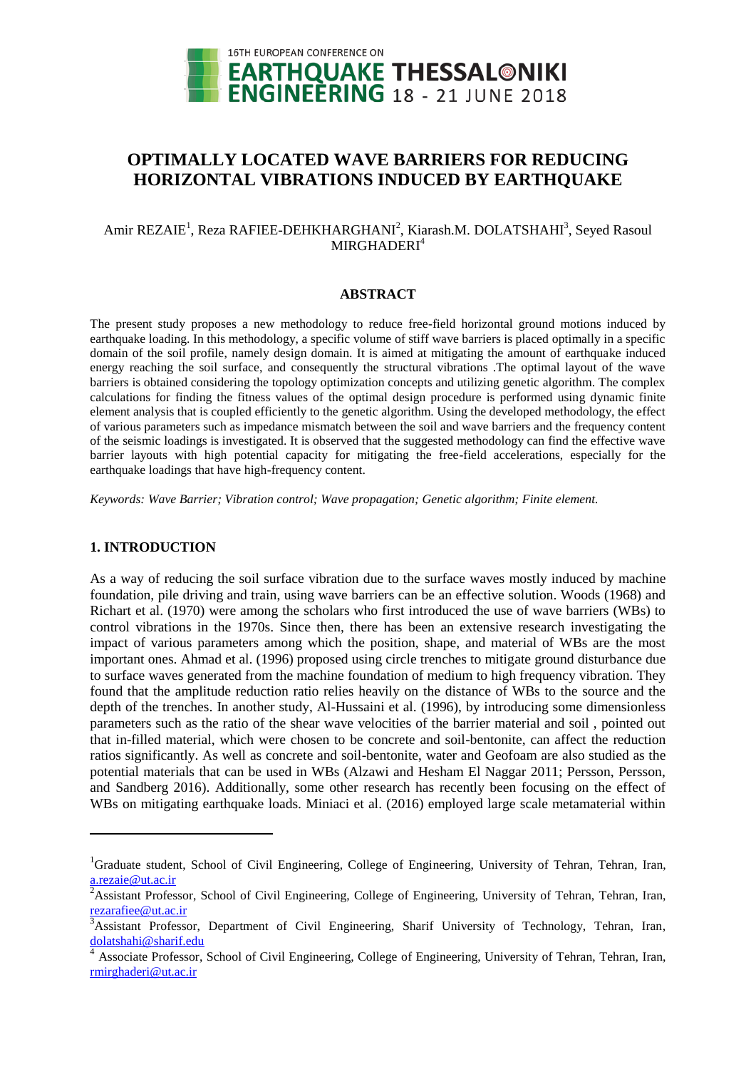# OPTIMALLY LOCATED WAVE BARRIERS FOR REDUCING HORIZONTAL VIBRATIONS INDUCED BY EARTHQUAKE

Amir REZAIE[1], Reza RAFIEE-DEHKHARGHANI[2], Kiarash.M. DOLATSHAHI[3], Seyed Rasoul MIRGHADERI[4]

## ABSTRACT

The present study proposes a new methodology to reduce free-field horizontal ground motions induced by earthquake loading. In this methodology, a specific volume of stiff wave barriers is placed optimally in a specific domain of the soil profile, namely design domain. It is aimed at mitigating the amount of earthquake induced energy reaching the soil surface, and consequently the structural vibrations .The optimal layout of the wave barriers is obtained considering the topology optimization concepts and utilizing genetic algorithm. The complex calculations for finding the fitness values of the optimal design procedure is performed using dynamic finite element analysis that is coupled efficiently to the genetic algorithm. Using the developed methodology, the effect of various parameters such as impedance mismatch between the soil and wave barriers and the frequency content of the seismic loadings is investigated. It is observed that the suggested methodology can find the effective wave barrier layouts with high potential capacity for mitigating the free-field accelerations, especially for the earthquake loadings that have high-frequency content.

*Keywords: Wave Barrier; Vibration control; Wave propagation; Genetic algorithm; Finite element.*

## 1. INTRODUCTION

As a way of reducing the soil surface vibration due to the surface waves mostly induced by machine foundation, pile driving and train, using wave barriers can be an effective solution. Woods (1968) and Richart et al. (1970) were among the scholars who first introduced the use of wave barriers (WBs) to control vibrations in the 1970s. Since then, there has been an extensive research investigating the impact of various parameters among which the position, shape, and material of WBs are the most important ones. Ahmad et al. (1996) proposed using circle trenches to mitigate ground disturbance due to surface waves generated from the machine foundation of medium to high frequency vibration. They found that the amplitude reduction ratio relies heavily on the distance of WBs to the source and the depth of the trenches. In another study, Al-Hussaini et al. (1996), by introducing some dimensionless parameters such as the ratio of the shear wave velocities of the barrier material and soil , pointed out that in-filled material, which were chosen to be concrete and soil-bentonite, can affect the reduction ratios significantly. As well as concrete and soil-bentonite, water and Geofoam are also studied as the potential materials that can be used in WBs (Alzawi and Hesham El Naggar 2011; Persson, Persson, and Sandberg 2016). Additionally, some other research has recently been focusing on the effect of WBs on mitigating earthquake loads. Miniaci et al. (2016) employed large scale metamaterial within

---

[1]Graduate student, School of Civil Engineering, College of Engineering, University of Tehran, Tehran, Iran, a.rezaie@ut.ac.ir

[2]Assistant Professor, School of Civil Engineering, College of Engineering, University of Tehran, Tehran, Iran, rezarafiee@ut.ac.ir

[3]Assistant Professor, Department of Civil Engineering, Sharif University of Technology, Tehran, Iran, dolatshahi@sharif.edu

[4] Associate Professor, School of Civil Engineering, College of Engineering, University of Tehran, Tehran, Iran, rmirghaderi@ut.ac.ir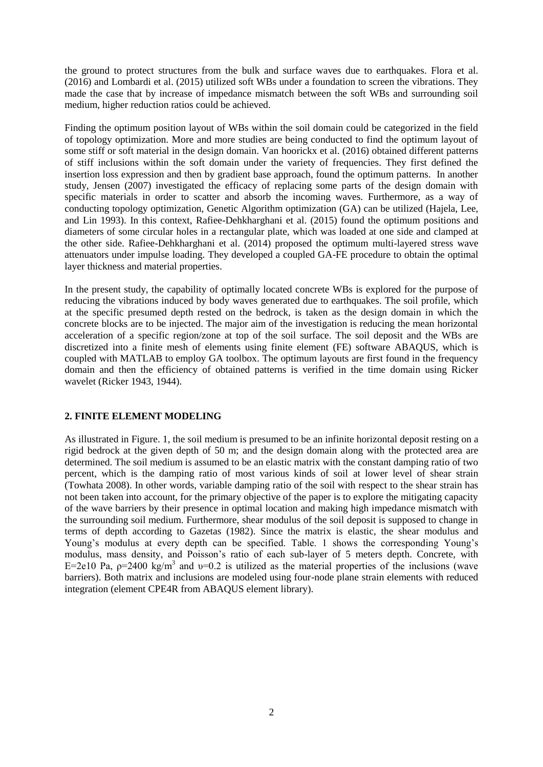the ground to protect structures from the bulk and surface waves due to earthquakes. Flora et al. (2016) and Lombardi et al. (2015) utilized soft WBs under a foundation to screen the vibrations. They made the case that by increase of impedance mismatch between the soft WBs and surrounding soil medium, higher reduction ratios could be achieved.

Finding the optimum position layout of WBs within the soil domain could be categorized in the field of topology optimization. More and more studies are being conducted to find the optimum layout of some stiff or soft material in the design domain. Van hoorickx et al. (2016) obtained different patterns of stiff inclusions within the soft domain under the variety of frequencies. They first defined the insertion loss expression and then by gradient base approach, found the optimum patterns. In another study, Jensen (2007) investigated the efficacy of replacing some parts of the design domain with specific materials in order to scatter and absorb the incoming waves. Furthermore, as a way of conducting topology optimization, Genetic Algorithm optimization (GA) can be utilized (Hajela, Lee, and Lin 1993). In this context, Rafiee-Dehkharghani et al. (2015) found the optimum positions and diameters of some circular holes in a rectangular plate, which was loaded at one side and clamped at the other side. Rafiee-Dehkharghani et al. (2014) proposed the optimum multi-layered stress wave attenuators under impulse loading. They developed a coupled GA-FE procedure to obtain the optimal layer thickness and material properties.

In the present study, the capability of optimally located concrete WBs is explored for the purpose of reducing the vibrations induced by body waves generated due to earthquakes. The soil profile, which at the specific presumed depth rested on the bedrock, is taken as the design domain in which the concrete blocks are to be injected. The major aim of the investigation is reducing the mean horizontal acceleration of a specific region/zone at top of the soil surface. The soil deposit and the WBs are discretized into a finite mesh of elements using finite element (FE) software ABAQUS, which is coupled with MATLAB to employ GA toolbox. The optimum layouts are first found in the frequency domain and then the efficiency of obtained patterns is verified in the time domain using Ricker wavelet (Ricker 1943, 1944).

## 2. FINITE ELEMENT MODELING

As illustrated in Figure. 1, the soil medium is presumed to be an infinite horizontal deposit resting on a rigid bedrock at the given depth of 50 m; and the design domain along with the protected area are determined. The soil medium is assumed to be an elastic matrix with the constant damping ratio of two percent, which is the damping ratio of most various kinds of soil at lower level of shear strain (Towhata 2008). In other words, variable damping ratio of the soil with respect to the shear strain has not been taken into account, for the primary objective of the paper is to explore the mitigating capacity of the wave barriers by their presence in optimal location and making high impedance mismatch with the surrounding soil medium. Furthermore, shear modulus of the soil deposit is supposed to change in terms of depth according to Gazetas (1982). Since the matrix is elastic, the shear modulus and Young's modulus at every depth can be specified. Table. 1 shows the corresponding Young's modulus, mass density, and Poisson's ratio of each sub-layer of 5 meters depth. Concrete, with E=2e10 Pa, $\rho$=2400 kg/m$^3$ and $\upsilon$=0.2 is utilized as the material properties of the inclusions (wave barriers). Both matrix and inclusions are modeled using four-node plane strain elements with reduced integration (element CPE4R from ABAQUS element library).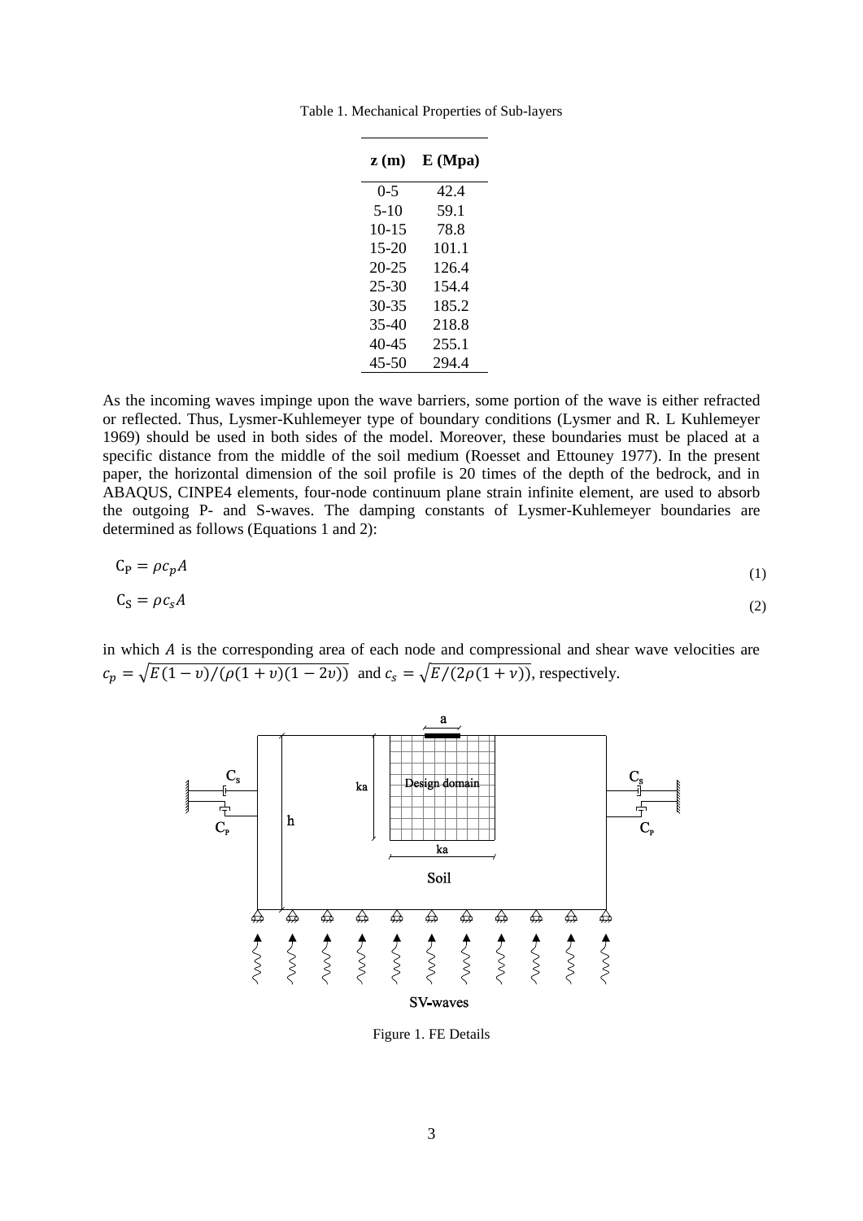Table 1. Mechanical Properties of Sub-layers

| z (m) | E (Mpa) |
|---|---|
| 0-5 | 42.4 |
| 5-10 | 59.1 |
| 10-15 | 78.8 |
| 15-20 | 101.1 |
| 20-25 | 126.4 |
| 25-30 | 154.4 |
| 30-35 | 185.2 |
| 35-40 | 218.8 |
| 40-45 | 255.1 |
| 45-50 | 294.4 |

As the incoming waves impinge upon the wave barriers, some portion of the wave is either refracted or reflected. Thus, Lysmer-Kuhlemeyer type of boundary conditions (Lysmer and R. L Kuhlemeyer 1969) should be used in both sides of the model. Moreover, these boundaries must be placed at a specific distance from the middle of the soil medium (Roesset and Ettouney 1977). In the present paper, the horizontal dimension of the soil profile is 20 times of the depth of the bedrock, and in ABAQUS, CINPE4 elements, four-node continuum plane strain infinite element, are used to absorb the outgoing P- and S-waves. The damping constants of Lysmer-Kuhlemeyer boundaries are determined as follows (Equations 1 and 2):

$$C_P = \rho c_p A \tag{1}$$

$$C_S = \rho c_s A \tag{2}$$

in which $A$ is the corresponding area of each node and compressional and shear wave velocities are $c_p = \sqrt{E(1-\upsilon)/(\rho(1+\upsilon)(1-2\upsilon))}$ and $c_s = \sqrt{E/(2\rho(1+\upsilon))}$, respectively.

Figure 1. FE Details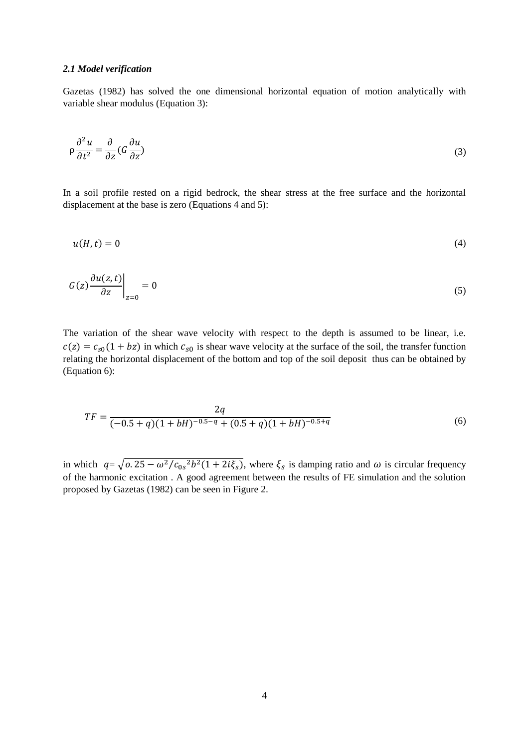### *2.1 Model verification*

Gazetas (1982) has solved the one dimensional horizontal equation of motion analytically with variable shear modulus (Equation 3):

$$\rho \frac{\partial^2 u}{\partial t^2} = \frac{\partial}{\partial z}(G \frac{\partial u}{\partial z}) \tag{3}$$

In a soil profile rested on a rigid bedrock, the shear stress at the free surface and the horizontal displacement at the base is zero (Equations 4 and 5):

$$u(H,t) = 0 \tag{4}$$

$$G(z)\frac{\partial u(z,t)}{\partial z}\bigg|_{z=0} = 0 \tag{5}$$

The variation of the shear wave velocity with respect to the depth is assumed to be linear, i.e. $c(z) = c_{s0}(1 + bz)$ in which $c_{s0}$ is shear wave velocity at the surface of the soil, the transfer function relating the horizontal displacement of the bottom and top of the soil deposit thus can be obtained by (Equation 6):

$$TF = \frac{2q}{(-0.5 + q)(1 + bH)^{-0.5-q} + (0.5 + q)(1 + bH)^{-0.5+q}} \tag{6}$$

in which $q = \sqrt{o.25 - \omega^2/c_{0s}{}^2 b^2(1 + 2i\xi_s)}$, where $\xi_s$ is damping ratio and $\omega$ is circular frequency of the harmonic excitation . A good agreement between the results of FE simulation and the solution proposed by Gazetas (1982) can be seen in Figure 2.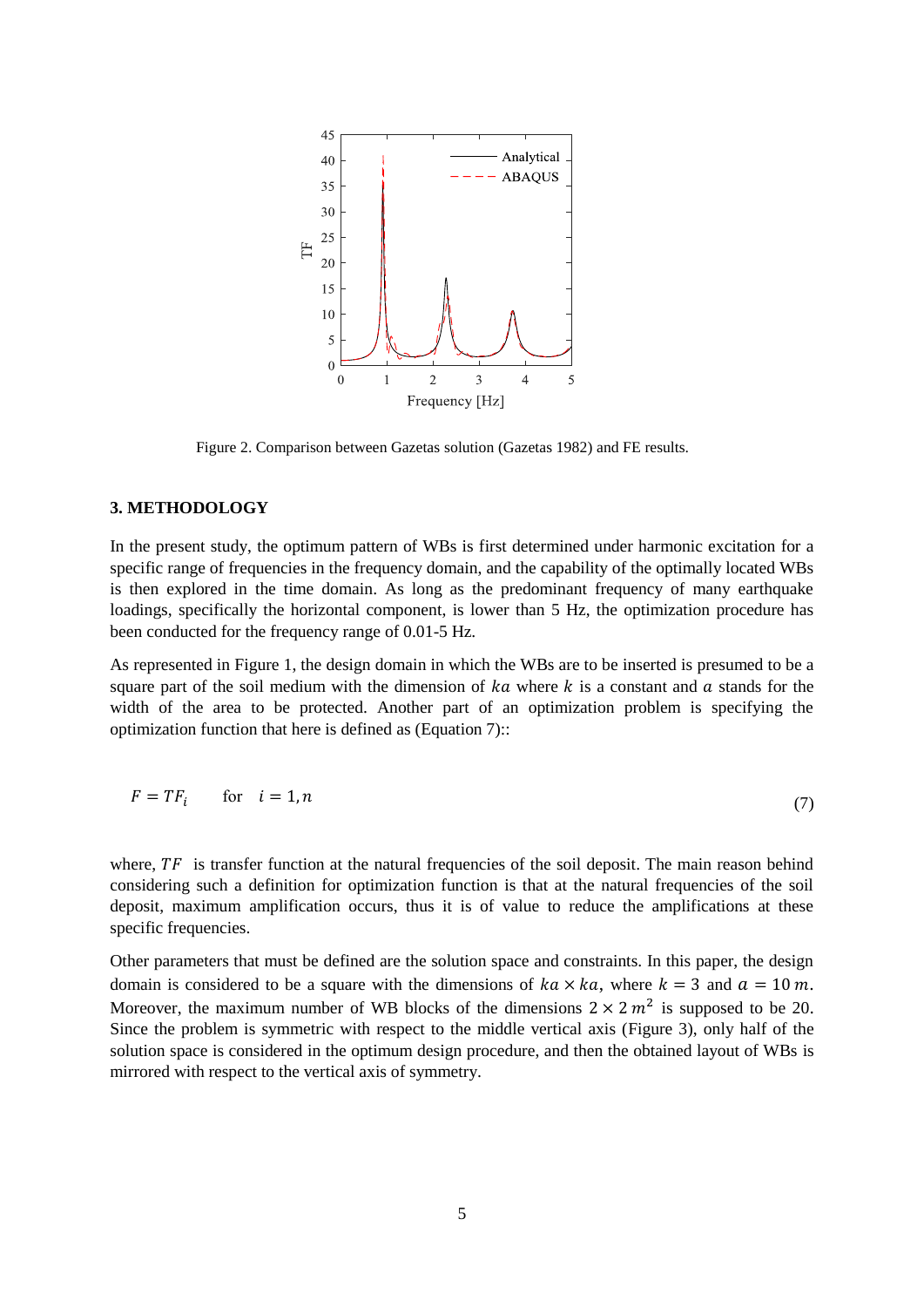Figure 2. Comparison between Gazetas solution (Gazetas 1982) and FE results.

## 3. METHODOLOGY

In the present study, the optimum pattern of WBs is first determined under harmonic excitation for a specific range of frequencies in the frequency domain, and the capability of the optimally located WBs is then explored in the time domain. As long as the predominant frequency of many earthquake loadings, specifically the horizontal component, is lower than 5 Hz, the optimization procedure has been conducted for the frequency range of 0.01-5 Hz.

As represented in Figure 1, the design domain in which the WBs are to be inserted is presumed to be a square part of the soil medium with the dimension of $ka$ where $k$ is a constant and $a$ stands for the width of the area to be protected. Another part of an optimization problem is specifying the optimization function that here is defined as (Equation 7)::

$$F = TF_i \qquad \text{for} \quad i = 1, n \tag{7}$$

where, $TF$ is transfer function at the natural frequencies of the soil deposit. The main reason behind considering such a definition for optimization function is that at the natural frequencies of the soil deposit, maximum amplification occurs, thus it is of value to reduce the amplifications at these specific frequencies.

Other parameters that must be defined are the solution space and constraints. In this paper, the design domain is considered to be a square with the dimensions of $ka \times ka$, where $k = 3$ and $a = 10\, m$. Moreover, the maximum number of WB blocks of the dimensions $2 \times 2\, m^2$ is supposed to be 20. Since the problem is symmetric with respect to the middle vertical axis (Figure 3), only half of the solution space is considered in the optimum design procedure, and then the obtained layout of WBs is mirrored with respect to the vertical axis of symmetry.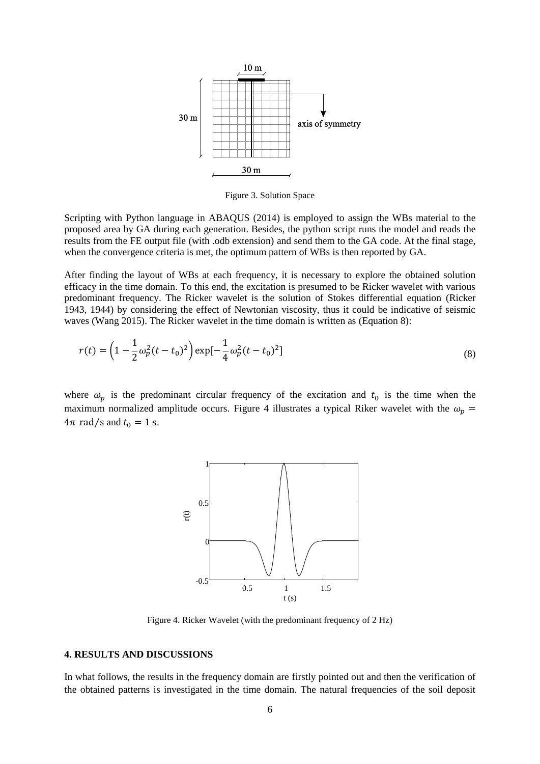Figure 3. Solution Space

Scripting with Python language in ABAQUS (2014) is employed to assign the WBs material to the proposed area by GA during each generation. Besides, the python script runs the model and reads the results from the FE output file (with .odb extension) and send them to the GA code. At the final stage, when the convergence criteria is met, the optimum pattern of WBs is then reported by GA.

After finding the layout of WBs at each frequency, it is necessary to explore the obtained solution efficacy in the time domain. To this end, the excitation is presumed to be Ricker wavelet with various predominant frequency. The Ricker wavelet is the solution of Stokes differential equation (Ricker 1943, 1944) by considering the effect of Newtonian viscosity, thus it could be indicative of seismic waves (Wang 2015). The Ricker wavelet in the time domain is written as (Equation 8):

$$r(t) = \left(1 - \frac{1}{2}\omega_p^2 (t - t_0)^2\right) \exp[-\frac{1}{4}\omega_p^2 (t - t_0)^2] \tag{8}$$

where $\omega_p$ is the predominant circular frequency of the excitation and $t_0$ is the time when the maximum normalized amplitude occurs. Figure 4 illustrates a typical Riker wavelet with the $\omega_p = 4\pi$ rad/s and $t_0 = 1$ s.

Figure 4. Ricker Wavelet (with the predominant frequency of 2 Hz)

## 4. RESULTS AND DISCUSSIONS

In what follows, the results in the frequency domain are firstly pointed out and then the verification of the obtained patterns is investigated in the time domain. The natural frequencies of the soil deposit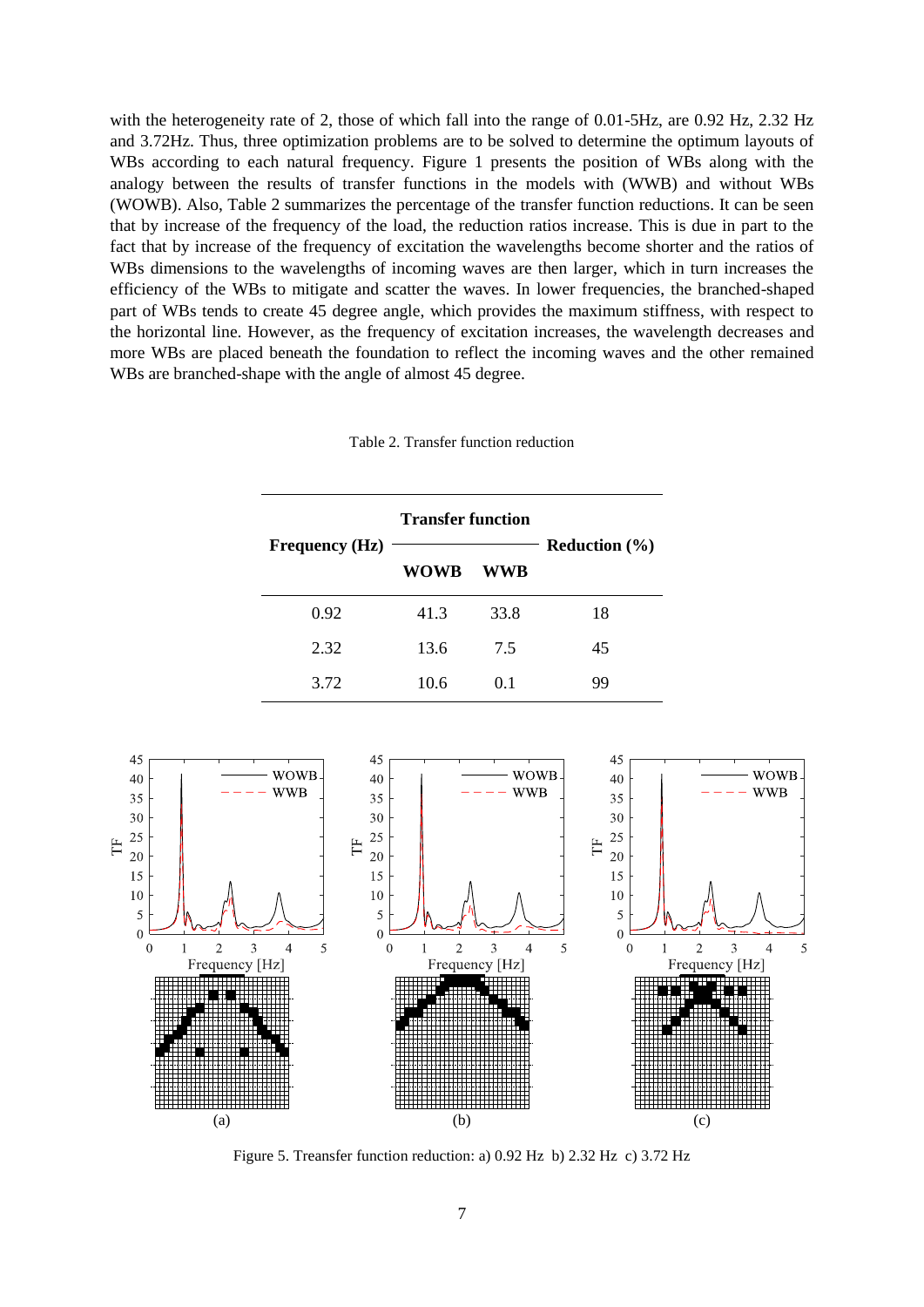with the heterogeneity rate of 2, those of which fall into the range of 0.01-5Hz, are 0.92 Hz, 2.32 Hz and 3.72Hz. Thus, three optimization problems are to be solved to determine the optimum layouts of WBs according to each natural frequency. Figure 1 presents the position of WBs along with the analogy between the results of transfer functions in the models with (WWB) and without WBs (WOWB). Also, Table 2 summarizes the percentage of the transfer function reductions. It can be seen that by increase of the frequency of the load, the reduction ratios increase. This is due in part to the fact that by increase of the frequency of excitation the wavelengths become shorter and the ratios of WBs dimensions to the wavelengths of incoming waves are then larger, which in turn increases the efficiency of the WBs to mitigate and scatter the waves. In lower frequencies, the branched-shaped part of WBs tends to create 45 degree angle, which provides the maximum stiffness, with respect to the horizontal line. However, as the frequency of excitation increases, the wavelength decreases and more WBs are placed beneath the foundation to reflect the incoming waves and the other remained WBs are branched-shape with the angle of almost 45 degree.

Table 2. Transfer function reduction

| **Frequency (Hz)** | **Transfer function** | | **Reduction (%)** |
|---|---|---|---|
| | **WOWB** | **WWB** | |
| 0.92 | 41.3 | 33.8 | 18 |
| 2.32 | 13.6 | 7.5 | 45 |
| 3.72 | 10.6 | 0.1 | 99 |

Figure 5. Treansfer function reduction: a) 0.92 Hz b) 2.32 Hz c) 3.72 Hz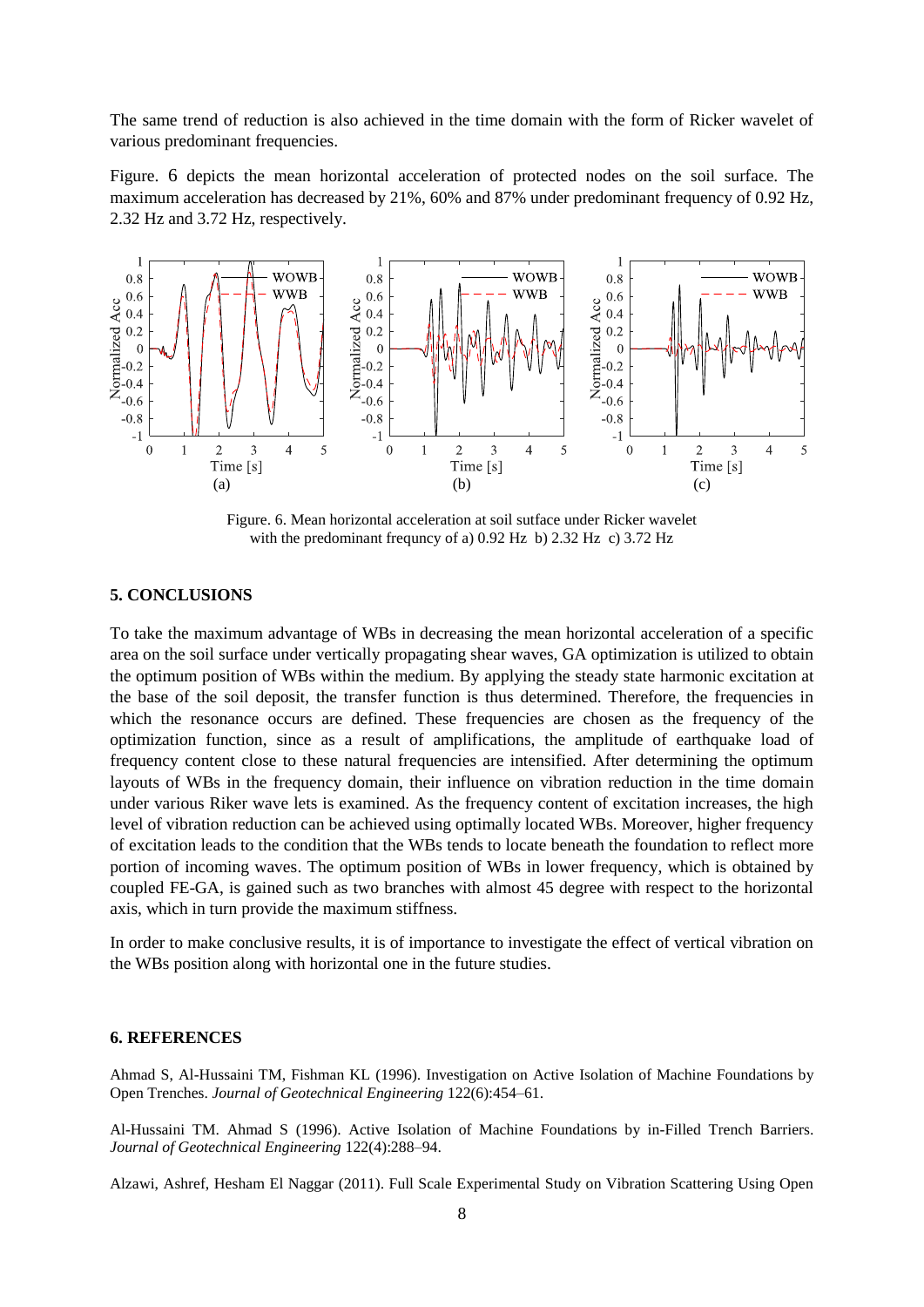The same trend of reduction is also achieved in the time domain with the form of Ricker wavelet of various predominant frequencies.

Figure. 6 depicts the mean horizontal acceleration of protected nodes on the soil surface. The maximum acceleration has decreased by 21%, 60% and 87% under predominant frequency of 0.92 Hz, 2.32 Hz and 3.72 Hz, respectively.

Figure. 6. Mean horizontal acceleration at soil sutface under Ricker wavelet with the predominant frequncy of a) 0.92 Hz b) 2.32 Hz c) 3.72 Hz

## 5. CONCLUSIONS

To take the maximum advantage of WBs in decreasing the mean horizontal acceleration of a specific area on the soil surface under vertically propagating shear waves, GA optimization is utilized to obtain the optimum position of WBs within the medium. By applying the steady state harmonic excitation at the base of the soil deposit, the transfer function is thus determined. Therefore, the frequencies in which the resonance occurs are defined. These frequencies are chosen as the frequency of the optimization function, since as a result of amplifications, the amplitude of earthquake load of frequency content close to these natural frequencies are intensified. After determining the optimum layouts of WBs in the frequency domain, their influence on vibration reduction in the time domain under various Riker wave lets is examined. As the frequency content of excitation increases, the high level of vibration reduction can be achieved using optimally located WBs. Moreover, higher frequency of excitation leads to the condition that the WBs tends to locate beneath the foundation to reflect more portion of incoming waves. The optimum position of WBs in lower frequency, which is obtained by coupled FE-GA, is gained such as two branches with almost 45 degree with respect to the horizontal axis, which in turn provide the maximum stiffness.

In order to make conclusive results, it is of importance to investigate the effect of vertical vibration on the WBs position along with horizontal one in the future studies.

## 6. REFERENCES

Ahmad S, Al-Hussaini TM, Fishman KL (1996). Investigation on Active Isolation of Machine Foundations by Open Trenches. *Journal of Geotechnical Engineering* 122(6):454–61.

Al-Hussaini TM. Ahmad S (1996). Active Isolation of Machine Foundations by in-Filled Trench Barriers. *Journal of Geotechnical Engineering* 122(4):288–94.

Alzawi, Ashref, Hesham El Naggar (2011). Full Scale Experimental Study on Vibration Scattering Using Open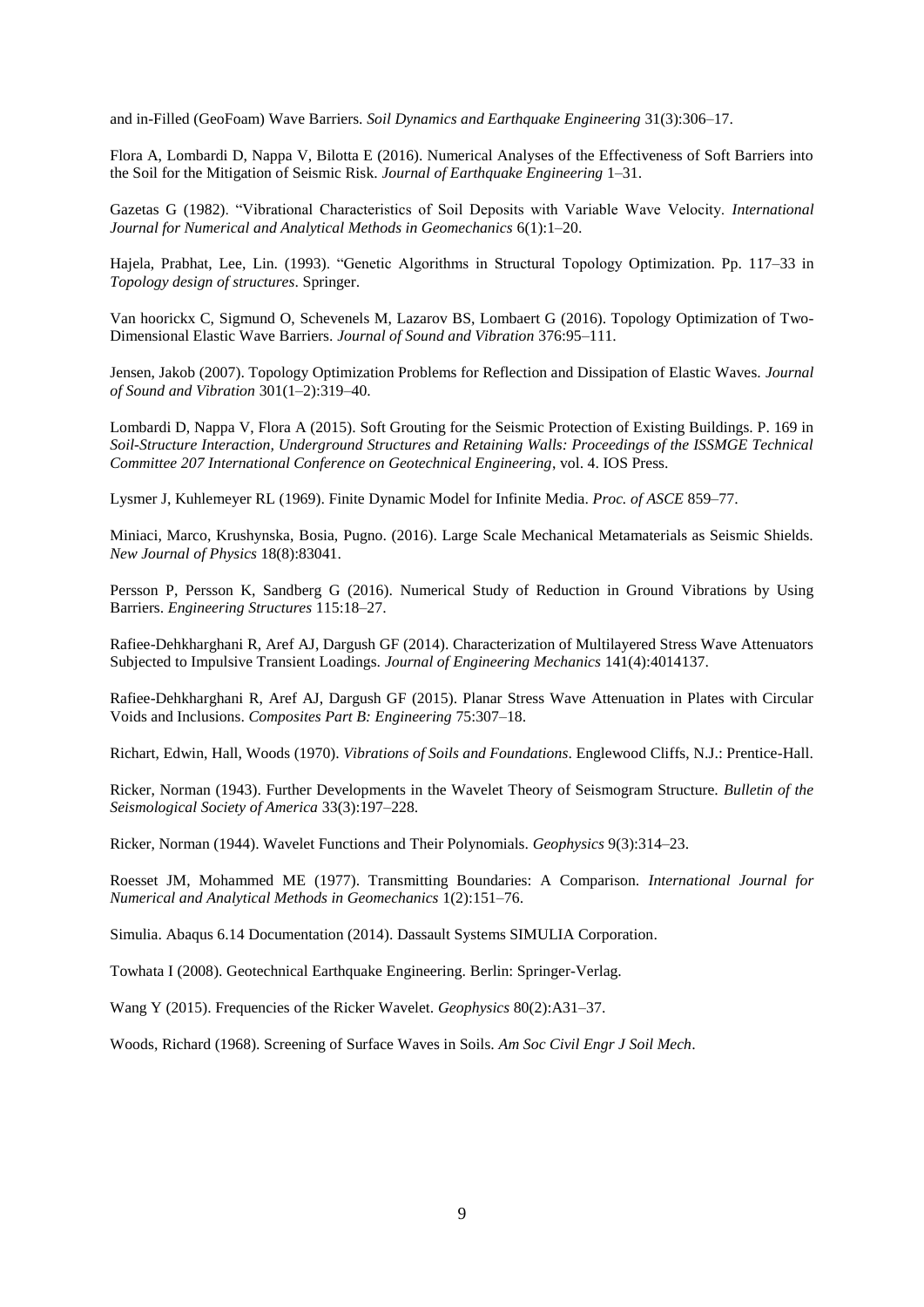and in-Filled (GeoFoam) Wave Barriers. *Soil Dynamics and Earthquake Engineering* 31(3):306–17.

Flora A, Lombardi D, Nappa V, Bilotta E (2016). Numerical Analyses of the Effectiveness of Soft Barriers into the Soil for the Mitigation of Seismic Risk. *Journal of Earthquake Engineering* 1–31.

Gazetas G (1982). "Vibrational Characteristics of Soil Deposits with Variable Wave Velocity. *International Journal for Numerical and Analytical Methods in Geomechanics* 6(1):1–20.

Hajela, Prabhat, Lee, Lin. (1993). "Genetic Algorithms in Structural Topology Optimization. Pp. 117–33 in *Topology design of structures*. Springer.

Van hoorickx C, Sigmund O, Schevenels M, Lazarov BS, Lombaert G (2016). Topology Optimization of Two-Dimensional Elastic Wave Barriers. *Journal of Sound and Vibration* 376:95–111.

Jensen, Jakob (2007). Topology Optimization Problems for Reflection and Dissipation of Elastic Waves. *Journal of Sound and Vibration* 301(1–2):319–40.

Lombardi D, Nappa V, Flora A (2015). Soft Grouting for the Seismic Protection of Existing Buildings. P. 169 in *Soil-Structure Interaction, Underground Structures and Retaining Walls: Proceedings of the ISSMGE Technical Committee 207 International Conference on Geotechnical Engineering*, vol. 4. IOS Press.

Lysmer J, Kuhlemeyer RL (1969). Finite Dynamic Model for Infinite Media. *Proc. of ASCE* 859–77.

Miniaci, Marco, Krushynska, Bosia, Pugno. (2016). Large Scale Mechanical Metamaterials as Seismic Shields. *New Journal of Physics* 18(8):83041.

Persson P, Persson K, Sandberg G (2016). Numerical Study of Reduction in Ground Vibrations by Using Barriers. *Engineering Structures* 115:18–27.

Rafiee-Dehkharghani R, Aref AJ, Dargush GF (2014). Characterization of Multilayered Stress Wave Attenuators Subjected to Impulsive Transient Loadings. *Journal of Engineering Mechanics* 141(4):4014137.

Rafiee-Dehkharghani R, Aref AJ, Dargush GF (2015). Planar Stress Wave Attenuation in Plates with Circular Voids and Inclusions. *Composites Part B: Engineering* 75:307–18.

Richart, Edwin, Hall, Woods (1970). *Vibrations of Soils and Foundations*. Englewood Cliffs, N.J.: Prentice-Hall.

Ricker, Norman (1943). Further Developments in the Wavelet Theory of Seismogram Structure. *Bulletin of the Seismological Society of America* 33(3):197–228.

Ricker, Norman (1944). Wavelet Functions and Their Polynomials. *Geophysics* 9(3):314–23.

Roesset JM, Mohammed ME (1977). Transmitting Boundaries: A Comparison. *International Journal for Numerical and Analytical Methods in Geomechanics* 1(2):151–76.

Simulia. Abaqus 6.14 Documentation (2014). Dassault Systems SIMULIA Corporation.

Towhata I (2008). Geotechnical Earthquake Engineering. Berlin: Springer-Verlag.

Wang Y (2015). Frequencies of the Ricker Wavelet. *Geophysics* 80(2):A31–37.

Woods, Richard (1968). Screening of Surface Waves in Soils. *Am Soc Civil Engr J Soil Mech*.